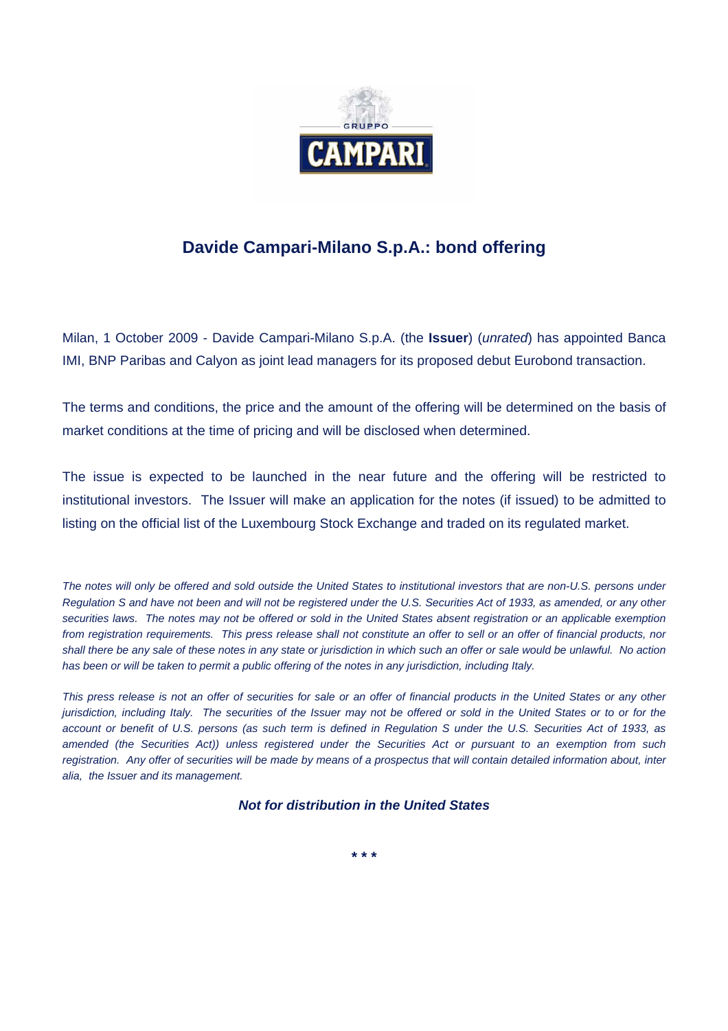GRUPPO

CAMPARI

# Davide Campari-Milano S.p.A.: bond offering

Milan, 1 October 2009 - Davide Campari-Milano S.p.A. (the **Issuer**) (*unrated*) has appointed Banca IMI, BNP Paribas and Calyon as joint lead managers for its proposed debut Eurobond transaction.

The terms and conditions, the price and the amount of the offering will be determined on the basis of market conditions at the time of pricing and will be disclosed when determined.

The issue is expected to be launched in the near future and the offering will be restricted to institutional investors. The Issuer will make an application for the notes (if issued) to be admitted to listing on the official list of the Luxembourg Stock Exchange and traded on its regulated market.

*The notes will only be offered and sold outside the United States to institutional investors that are non-U.S. persons under Regulation S and have not been and will not be registered under the U.S. Securities Act of 1933, as amended, or any other securities laws. The notes may not be offered or sold in the United States absent registration or an applicable exemption from registration requirements. This press release shall not constitute an offer to sell or an offer of financial products, nor shall there be any sale of these notes in any state or jurisdiction in which such an offer or sale would be unlawful. No action has been or will be taken to permit a public offering of the notes in any jurisdiction, including Italy.*

*This press release is not an offer of securities for sale or an offer of financial products in the United States or any other jurisdiction, including Italy. The securities of the Issuer may not be offered or sold in the United States or to or for the account or benefit of U.S. persons (as such term is defined in Regulation S under the U.S. Securities Act of 1933, as amended (the Securities Act)) unless registered under the Securities Act or pursuant to an exemption from such registration. Any offer of securities will be made by means of a prospectus that will contain detailed information about, inter alia, the Issuer and its management.*

***Not for distribution in the United States***

\* \* \*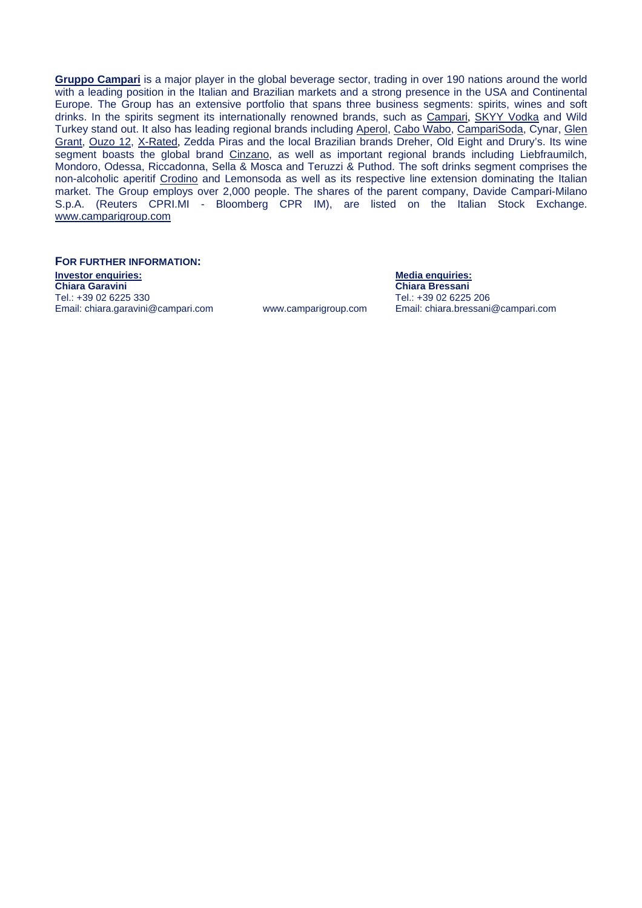**Gruppo Campari** is a major player in the global beverage sector, trading in over 190 nations around the world with a leading position in the Italian and Brazilian markets and a strong presence in the USA and Continental Europe. The Group has an extensive portfolio that spans three business segments: spirits, wines and soft drinks. In the spirits segment its internationally renowned brands, such as Campari, SKYY Vodka and Wild Turkey stand out. It also has leading regional brands including Aperol, Cabo Wabo, CampariSoda, Cynar, Glen Grant, Ouzo 12, X-Rated, Zedda Piras and the local Brazilian brands Dreher, Old Eight and Drury's. Its wine segment boasts the global brand Cinzano, as well as important regional brands including Liebfraumilch, Mondoro, Odessa, Riccadonna, Sella & Mosca and Teruzzi & Puthod. The soft drinks segment comprises the non-alcoholic aperitif Crodino and Lemonsoda as well as its respective line extension dominating the Italian market. The Group employs over 2,000 people. The shares of the parent company, Davide Campari-Milano S.p.A. (Reuters CPRI.MI - Bloomberg CPR IM), are listed on the Italian Stock Exchange. www.camparigroup.com

**FOR FURTHER INFORMATION:**

**Investor enquiries:**
**Chiara Garavini**
Tel.: +39 02 6225 330
Email: chiara.garavini@campari.com

www.camparigroup.com

**Media enquiries:**
**Chiara Bressani**
Tel.: +39 02 6225 206
Email: chiara.bressani@campari.com